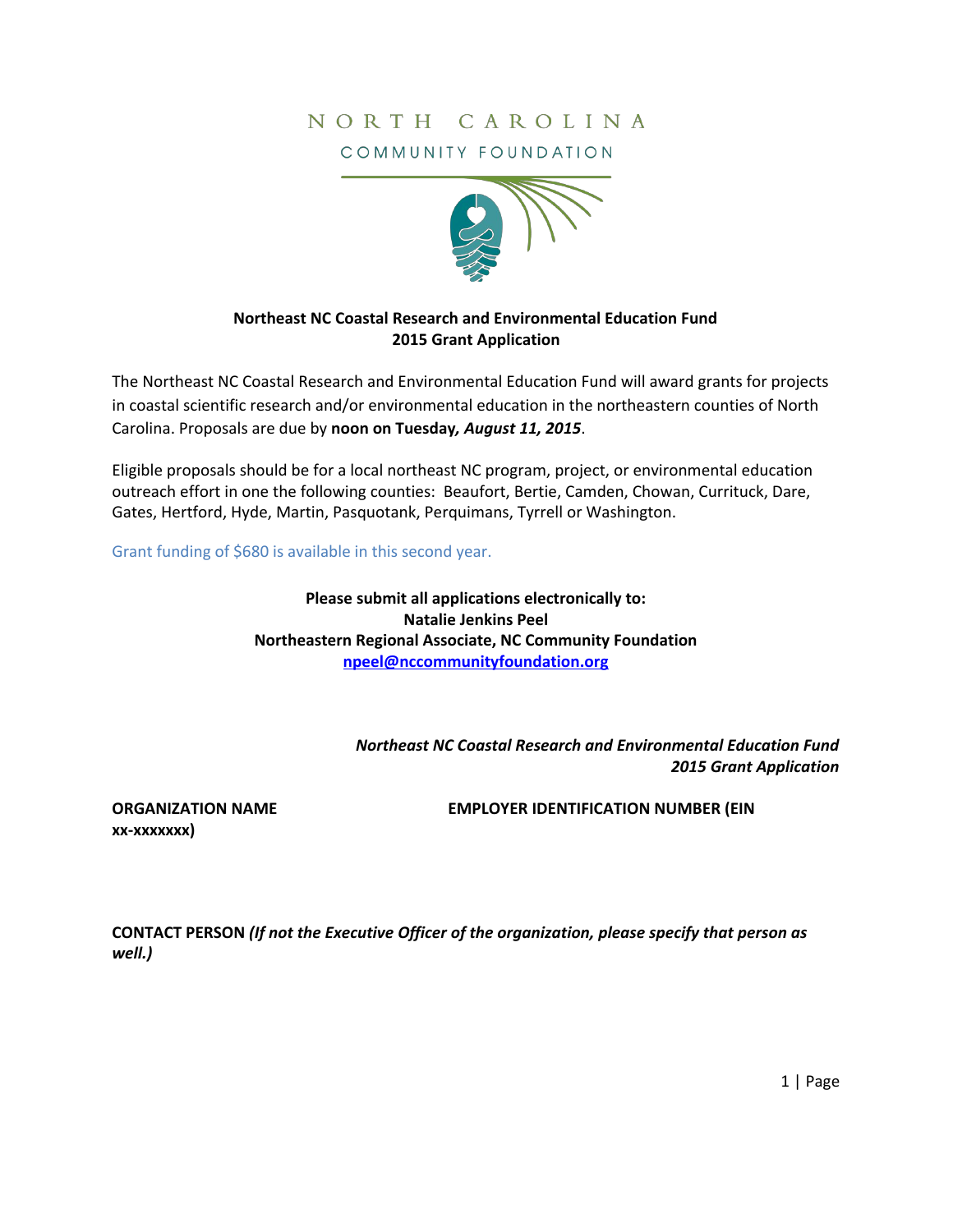NORTH CAROLINA
COMMUNITY FOUNDATION

**Northeast NC Coastal Research and Environmental Education Fund**
**2015 Grant Application**

The Northeast NC Coastal Research and Environmental Education Fund will award grants for projects in coastal scientific research and/or environmental education in the northeastern counties of North Carolina. Proposals are due by **noon on Tuesday, *August 11, 2015***.

Eligible proposals should be for a local northeast NC program, project, or environmental education outreach effort in one the following counties: Beaufort, Bertie, Camden, Chowan, Currituck, Dare, Gates, Hertford, Hyde, Martin, Pasquotank, Perquimans, Tyrrell or Washington.

Grant funding of $680 is available in this second year.

**Please submit all applications electronically to:**
**Natalie Jenkins Peel**
**Northeastern Regional Associate, NC Community Foundation**
**[npeel@nccommunityfoundation.org](mailto:npeel@nccommunityfoundation.org)**

***Northeast NC Coastal Research and Environmental Education Fund***
***2015 Grant Application***

**ORGANIZATION NAME**

**EMPLOYER IDENTIFICATION NUMBER (EIN xx-xxxxxxx)**

**CONTACT PERSON** ***(If not the Executive Officer of the organization, please specify that person as well.)***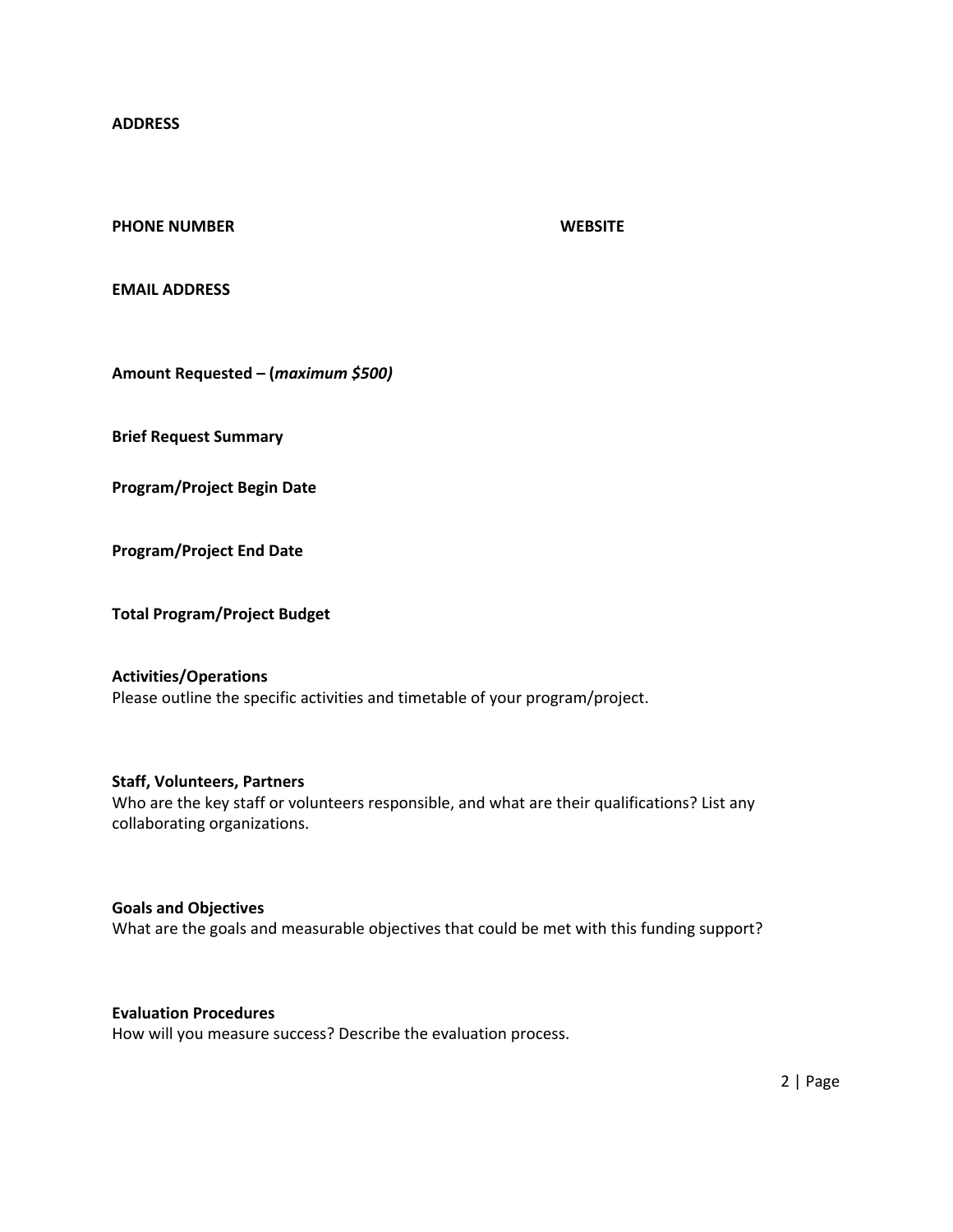**ADDRESS**

**PHONE NUMBER**

**WEBSITE**

**EMAIL ADDRESS**

**Amount Requested – (*maximum $500)***

**Brief Request Summary**

**Program/Project Begin Date**

**Program/Project End Date**

**Total Program/Project Budget**

**Activities/Operations**
Please outline the specific activities and timetable of your program/project.

**Staff, Volunteers, Partners**
Who are the key staff or volunteers responsible, and what are their qualifications? List any collaborating organizations.

**Goals and Objectives**
What are the goals and measurable objectives that could be met with this funding support?

**Evaluation Procedures**
How will you measure success? Describe the evaluation process.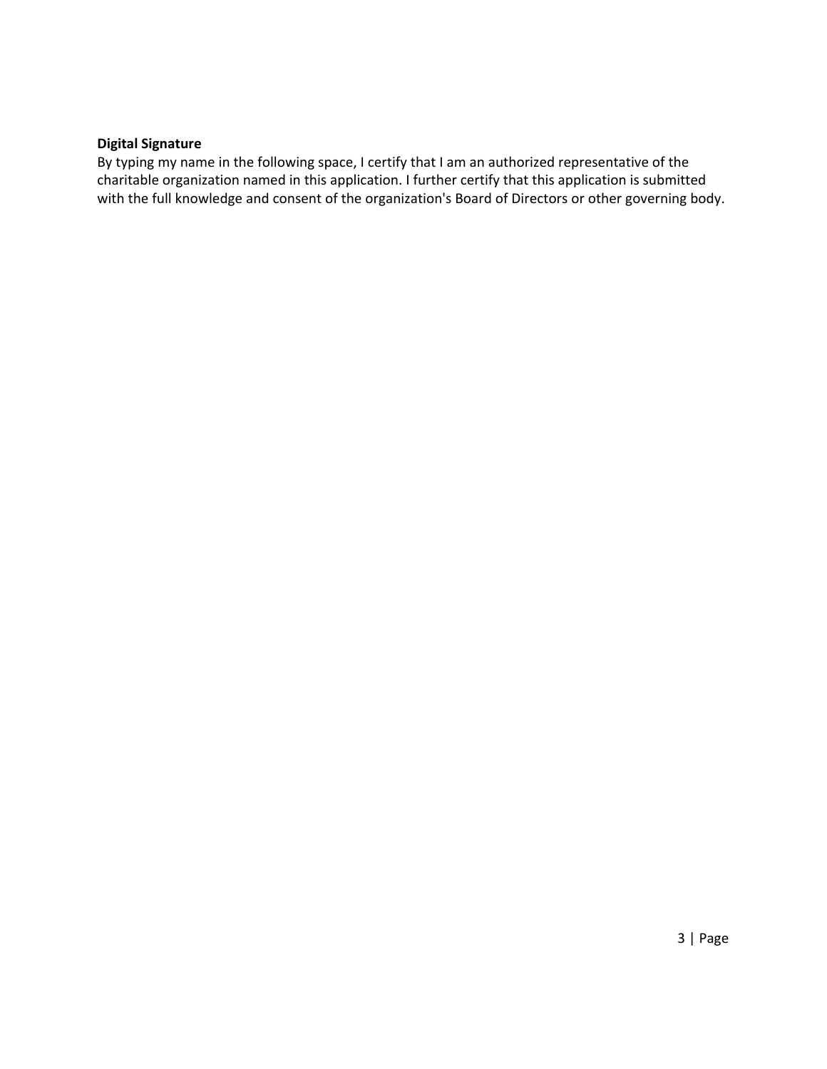**Digital Signature**

By typing my name in the following space, I certify that I am an authorized representative of the charitable organization named in this application. I further certify that this application is submitted with the full knowledge and consent of the organization's Board of Directors or other governing body.